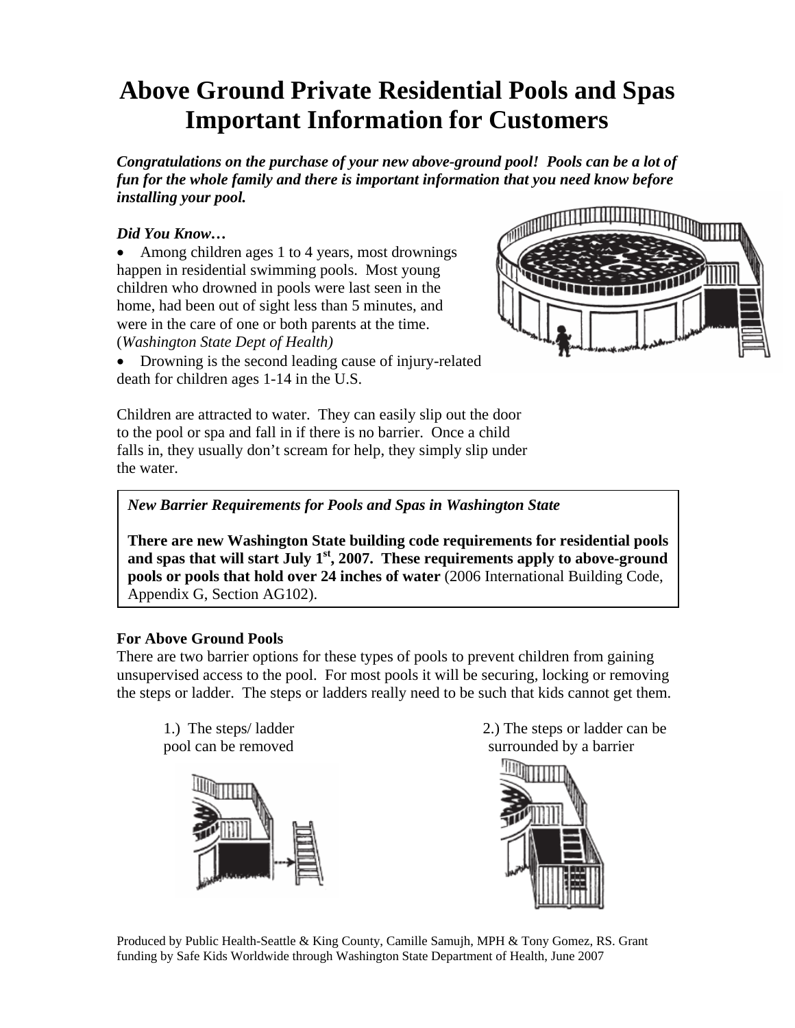# Above Ground Private Residential Pools and Spas Important Information for Customers

***Congratulations on the purchase of your new above-ground pool! Pools can be a lot of fun for the whole family and there is important information that you need know before installing your pool.***

*Did You Know…*

- Among children ages 1 to 4 years, most drownings happen in residential swimming pools. Most young children who drowned in pools were last seen in the home, had been out of sight less than 5 minutes, and were in the care of one or both parents at the time. (*Washington State Dept of Health)*
- Drowning is the second leading cause of injury-related death for children ages 1-14 in the U.S.

Children are attracted to water. They can easily slip out the door to the pool or spa and fall in if there is no barrier. Once a child falls in, they usually don't scream for help, they simply slip under the water.

> *New Barrier Requirements for Pools and Spas in Washington State*
>
> **There are new Washington State building code requirements for residential pools and spas that will start July 1st, 2007. These requirements apply to above-ground pools or pools that hold over 24 inches of water** (2006 International Building Code, Appendix G, Section AG102).

**For Above Ground Pools**

There are two barrier options for these types of pools to prevent children from gaining unsupervised access to the pool. For most pools it will be securing, locking or removing the steps or ladder. The steps or ladders really need to be such that kids cannot get them.

1.) The steps/ ladder pool can be removed

2.) The steps or ladder can be surrounded by a barrier

Produced by Public Health-Seattle & King County, Camille Samujh, MPH & Tony Gomez, RS. Grant funding by Safe Kids Worldwide through Washington State Department of Health, June 2007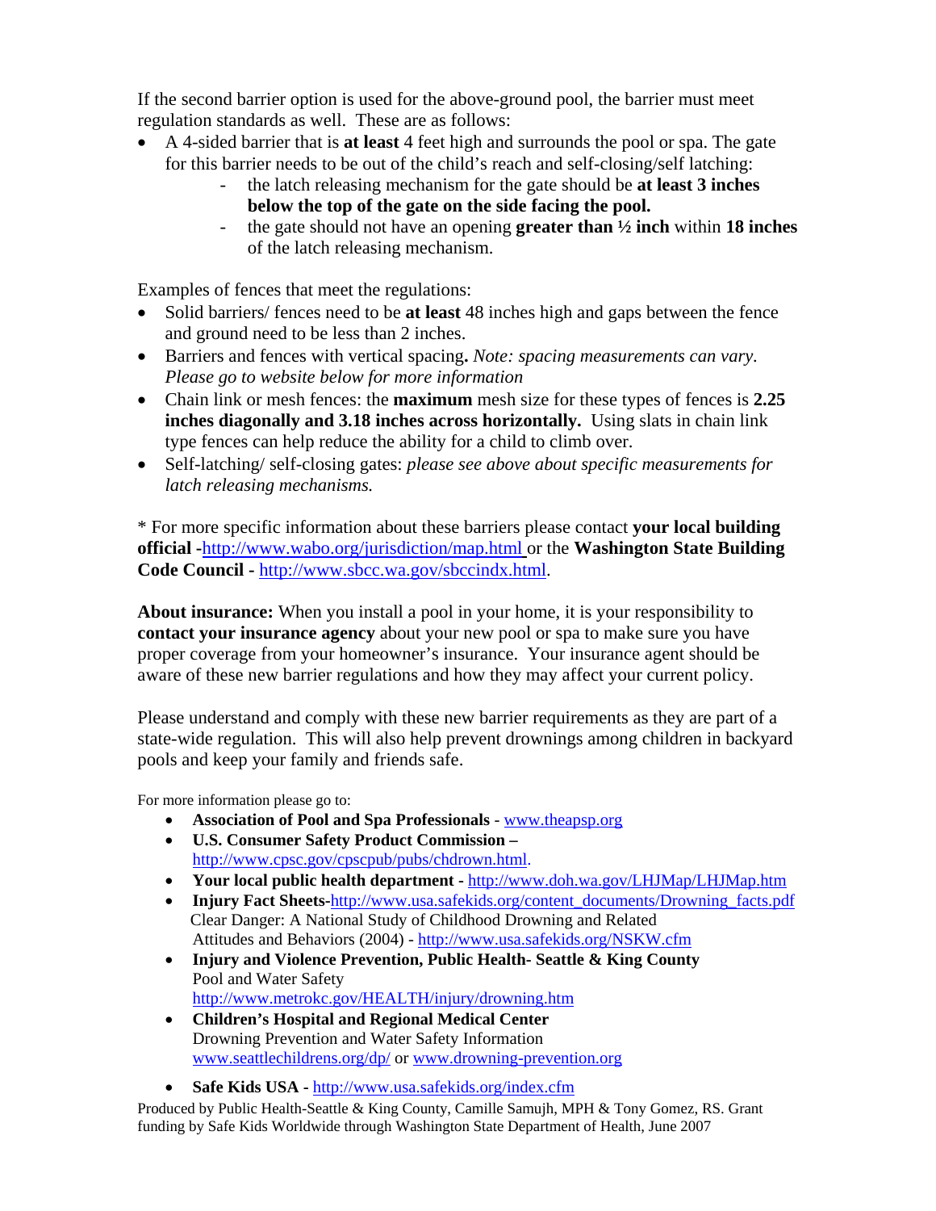If the second barrier option is used for the above-ground pool, the barrier must meet regulation standards as well. These are as follows:

- A 4-sided barrier that is **at least** 4 feet high and surrounds the pool or spa. The gate for this barrier needs to be out of the child's reach and self-closing/self latching:
  - the latch releasing mechanism for the gate should be **at least 3 inches below the top of the gate on the side facing the pool.**
  - the gate should not have an opening **greater than ½ inch** within **18 inches** of the latch releasing mechanism.

Examples of fences that meet the regulations:

- Solid barriers/ fences need to be **at least** 48 inches high and gaps between the fence and ground need to be less than 2 inches.
- Barriers and fences with vertical spacing**.** *Note: spacing measurements can vary. Please go to website below for more information*
- Chain link or mesh fences: the **maximum** mesh size for these types of fences is **2.25 inches diagonally and 3.18 inches across horizontally.** Using slats in chain link type fences can help reduce the ability for a child to climb over.
- Self-latching/ self-closing gates: *please see above about specific measurements for latch releasing mechanisms.*

* For more specific information about these barriers please contact **your local building official -**http://www.wabo.org/jurisdiction/map.html or the **Washington State Building Code Council -** http://www.sbcc.wa.gov/sbccindx.html.

**About insurance:** When you install a pool in your home, it is your responsibility to **contact your insurance agency** about your new pool or spa to make sure you have proper coverage from your homeowner's insurance. Your insurance agent should be aware of these new barrier regulations and how they may affect your current policy.

Please understand and comply with these new barrier requirements as they are part of a state-wide regulation. This will also help prevent drownings among children in backyard pools and keep your family and friends safe.

For more information please go to:

- **Association of Pool and Spa Professionals** - www.theapsp.org
- **U.S. Consumer Safety Product Commission –** http://www.cpsc.gov/cpscpub/pubs/chdrown.html.
- **Your local public health department** - http://www.doh.wa.gov/LHJMap/LHJMap.htm
- **Injury Fact Sheets-**http://www.usa.safekids.org/content_documents/Drowning_facts.pdf
  Clear Danger: A National Study of Childhood Drowning and Related Attitudes and Behaviors (2004) - http://www.usa.safekids.org/NSKW.cfm
- **Injury and Violence Prevention, Public Health- Seattle & King County**
  Pool and Water Safety
  http://www.metrokc.gov/HEALTH/injury/drowning.htm
- **Children's Hospital and Regional Medical Center**
  Drowning Prevention and Water Safety Information
  www.seattlechildrens.org/dp/ or www.drowning-prevention.org
- **Safe Kids USA** - http://www.usa.safekids.org/index.cfm

Produced by Public Health-Seattle & King County, Camille Samujh, MPH & Tony Gomez, RS. Grant funding by Safe Kids Worldwide through Washington State Department of Health, June 2007